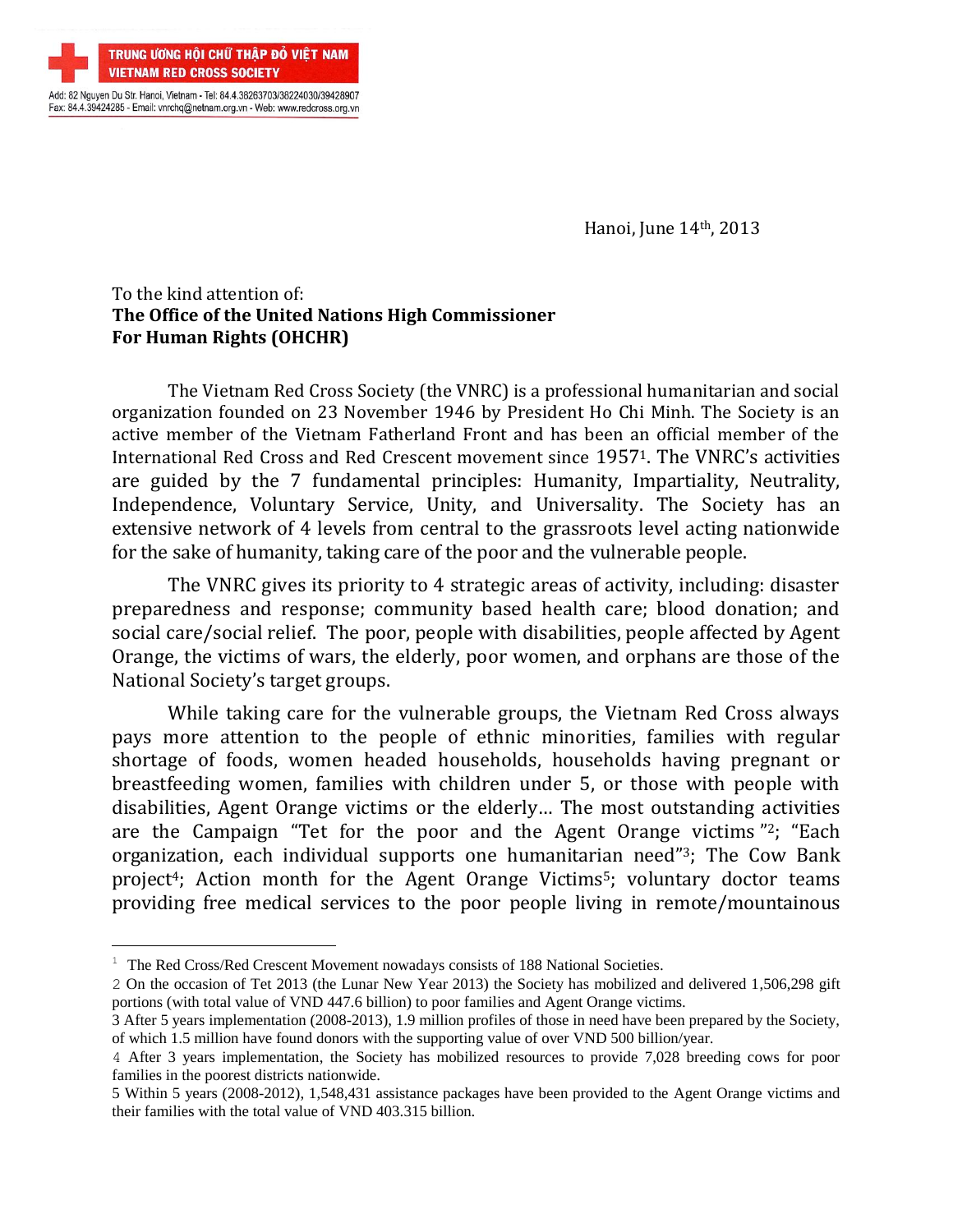**TRUNG ƯƠNG HỘI CHỮ THẬP ĐỎ VIỆT NAM**
**VIETNAM RED CROSS SOCIETY**

Add: 82 Nguyen Du Str. Hanoi, Vietnam - Tel: 84.4.38263703/38224030/39428907
Fax: 84.4.39424285 - Email: vnrchq@netnam.org.vn - Web: www.redcross.org.vn

Hanoi, June 14th, 2013

To the kind attention of:
**The Office of the United Nations High Commissioner For Human Rights (OHCHR)**

The Vietnam Red Cross Society (the VNRC) is a professional humanitarian and social organization founded on 23 November 1946 by President Ho Chi Minh. The Society is an active member of the Vietnam Fatherland Front and has been an official member of the International Red Cross and Red Crescent movement since 1957[1]. The VNRC's activities are guided by the 7 fundamental principles: Humanity, Impartiality, Neutrality, Independence, Voluntary Service, Unity, and Universality. The Society has an extensive network of 4 levels from central to the grassroots level acting nationwide for the sake of humanity, taking care of the poor and the vulnerable people.

The VNRC gives its priority to 4 strategic areas of activity, including: disaster preparedness and response; community based health care; blood donation; and social care/social relief. The poor, people with disabilities, people affected by Agent Orange, the victims of wars, the elderly, poor women, and orphans are those of the National Society's target groups.

While taking care for the vulnerable groups, the Vietnam Red Cross always pays more attention to the people of ethnic minorities, families with regular shortage of foods, women headed households, households having pregnant or breastfeeding women, families with children under 5, or those with people with disabilities, Agent Orange victims or the elderly… The most outstanding activities are the Campaign "Tet for the poor and the Agent Orange victims "[2]; "Each organization, each individual supports one humanitarian need"[3]; The Cow Bank project[4]; Action month for the Agent Orange Victims[5]; voluntary doctor teams providing free medical services to the poor people living in remote/mountainous

---

1 The Red Cross/Red Crescent Movement nowadays consists of 188 National Societies.

2 On the occasion of Tet 2013 (the Lunar New Year 2013) the Society has mobilized and delivered 1,506,298 gift portions (with total value of VND 447.6 billion) to poor families and Agent Orange victims.

3 After 5 years implementation (2008-2013), 1.9 million profiles of those in need have been prepared by the Society, of which 1.5 million have found donors with the supporting value of over VND 500 billion/year.

4 After 3 years implementation, the Society has mobilized resources to provide 7,028 breeding cows for poor families in the poorest districts nationwide.

5 Within 5 years (2008-2012), 1,548,431 assistance packages have been provided to the Agent Orange victims and their families with the total value of VND 403.315 billion.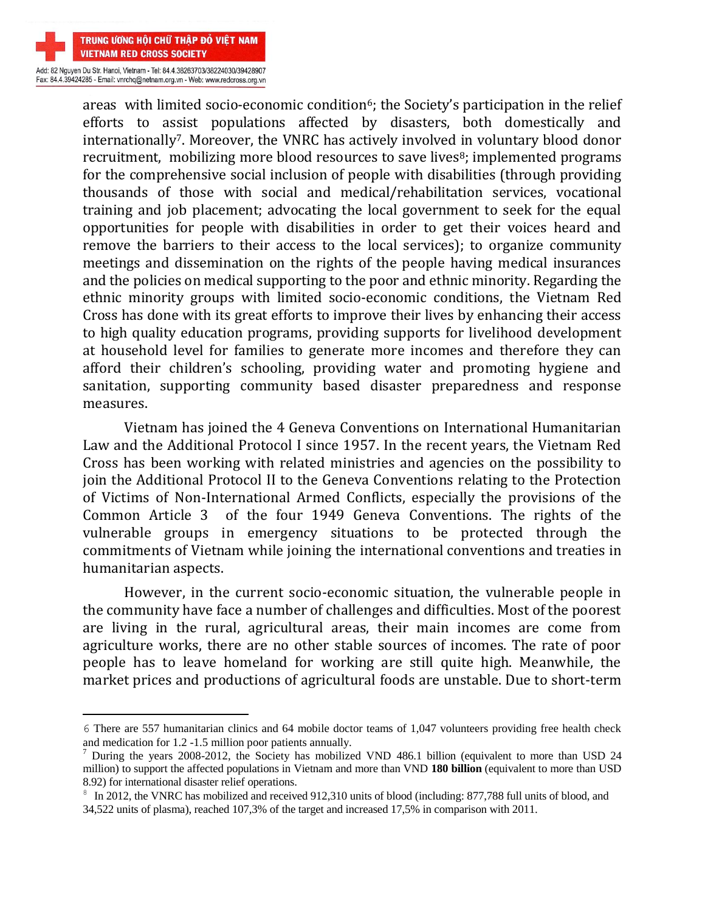areas with limited socio-economic condition[6]; the Society's participation in the relief efforts to assist populations affected by disasters, both domestically and internationally[7]. Moreover, the VNRC has actively involved in voluntary blood donor recruitment, mobilizing more blood resources to save lives[8]; implemented programs for the comprehensive social inclusion of people with disabilities (through providing thousands of those with social and medical/rehabilitation services, vocational training and job placement; advocating the local government to seek for the equal opportunities for people with disabilities in order to get their voices heard and remove the barriers to their access to the local services); to organize community meetings and dissemination on the rights of the people having medical insurances and the policies on medical supporting to the poor and ethnic minority. Regarding the ethnic minority groups with limited socio-economic conditions, the Vietnam Red Cross has done with its great efforts to improve their lives by enhancing their access to high quality education programs, providing supports for livelihood development at household level for families to generate more incomes and therefore they can afford their children's schooling, providing water and promoting hygiene and sanitation, supporting community based disaster preparedness and response measures.

Vietnam has joined the 4 Geneva Conventions on International Humanitarian Law and the Additional Protocol I since 1957. In the recent years, the Vietnam Red Cross has been working with related ministries and agencies on the possibility to join the Additional Protocol II to the Geneva Conventions relating to the Protection of Victims of Non-International Armed Conflicts, especially the provisions of the Common Article 3 of the four 1949 Geneva Conventions. The rights of the vulnerable groups in emergency situations to be protected through the commitments of Vietnam while joining the international conventions and treaties in humanitarian aspects.

However, in the current socio-economic situation, the vulnerable people in the community have face a number of challenges and difficulties. Most of the poorest are living in the rural, agricultural areas, their main incomes are come from agriculture works, there are no other stable sources of incomes. The rate of poor people has to leave homeland for working are still quite high. Meanwhile, the market prices and productions of agricultural foods are unstable. Due to short-term

---

[6] There are 557 humanitarian clinics and 64 mobile doctor teams of 1,047 volunteers providing free health check and medication for 1.2 -1.5 million poor patients annually.

[7] During the years 2008-2012, the Society has mobilized VND 486.1 billion (equivalent to more than USD 24 million) to support the affected populations in Vietnam and more than VND **180 billion** (equivalent to more than USD 8.92) for international disaster relief operations.

[8] In 2012, the VNRC has mobilized and received 912,310 units of blood (including: 877,788 full units of blood, and 34,522 units of plasma), reached 107,3% of the target and increased 17,5% in comparison with 2011.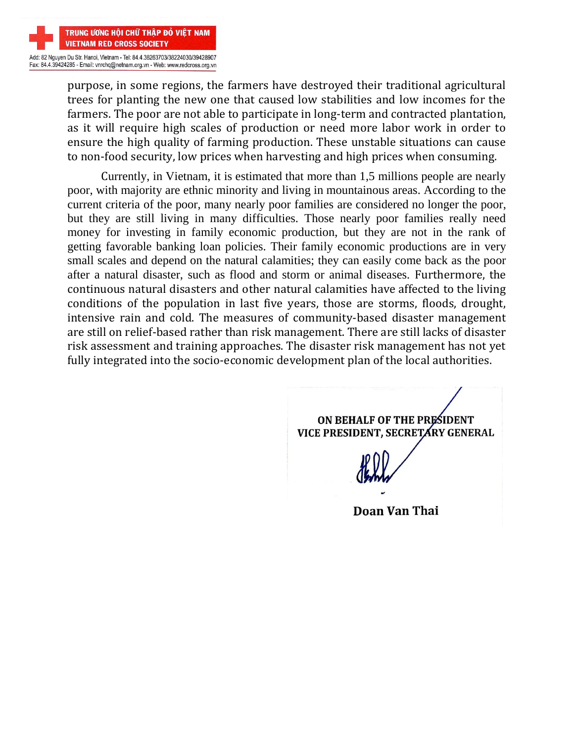purpose, in some regions, the farmers have destroyed their traditional agricultural trees for planting the new one that caused low stabilities and low incomes for the farmers. The poor are not able to participate in long-term and contracted plantation, as it will require high scales of production or need more labor work in order to ensure the high quality of farming production. These unstable situations can cause to non-food security, low prices when harvesting and high prices when consuming.

Currently, in Vietnam, it is estimated that more than 1,5 millions people are nearly poor, with majority are ethnic minority and living in mountainous areas. According to the current criteria of the poor, many nearly poor families are considered no longer the poor, but they are still living in many difficulties. Those nearly poor families really need money for investing in family economic production, but they are not in the rank of getting favorable banking loan policies. Their family economic productions are in very small scales and depend on the natural calamities; they can easily come back as the poor after a natural disaster, such as flood and storm or animal diseases. Furthermore, the continuous natural disasters and other natural calamities have affected to the living conditions of the population in last five years, those are storms, floods, drought, intensive rain and cold. The measures of community-based disaster management are still on relief-based rather than risk management. There are still lacks of disaster risk assessment and training approaches. The disaster risk management has not yet fully integrated into the socio-economic development plan of the local authorities.

**ON BEHALF OF THE PRESIDENT**
**VICE PRESIDENT, SECRETARY GENERAL**

**Doan Van Thai**